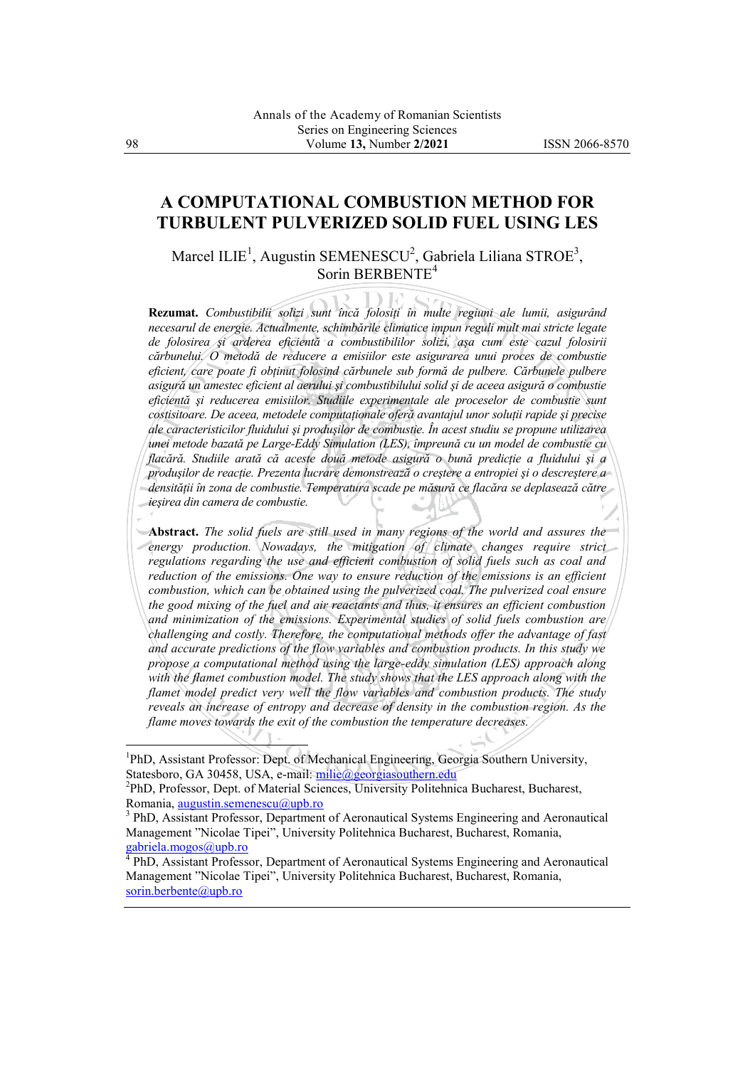# A COMPUTATIONAL COMBUSTION METHOD FOR TURBULENT PULVERIZED SOLID FUEL USING LES

Marcel ILIE[1], Augustin SEMENESCU[2], Gabriela Liliana STROE[3], Sorin BERBENTE[4]

**Rezumat.** *Combustibilii solizi sunt încă folosiți în multe regiuni ale lumii, asigurând necesarul de energie. Actualmente, schimbările climatice impun reguli mult mai stricte legate de folosirea şi arderea eficientă a combustibililor solizi, aşa cum este cazul folosirii cărbunelui. O metodă de reducere a emisiilor este asigurarea unui proces de combustie eficient, care poate fi obținut folosind cărbunele sub formă de pulbere. Cărbunele pulbere asigură un amestec eficient al aerului şi combustibilului solid şi de aceea asigură o combustie eficientă şi reducerea emisiilor. Studiile experimentale ale proceselor de combustie sunt costisitoare. De aceea, metodele computaționale oferă avantajul unor soluții rapide şi precise ale caracteristicilor fluidului şi produşilor de combustie. În acest studiu se propune utilizarea unei metode bazată pe Large-Eddy Simulation (LES), împreună cu un model de combustie cu flacără. Studiile arată că aceste două metode asigură o bună predicție a fluidului şi a produşilor de reacție. Prezenta lucrare demonstrează o creştere a entropiei şi o descreştere a densității în zona de combustie. Temperatura scade pe măsură ce flacăra se deplasează către ieşirea din camera de combustie.*

**Abstract.** *The solid fuels are still used in many regions of the world and assures the energy production. Nowadays, the mitigation of climate changes require strict regulations regarding the use and efficient combustion of solid fuels such as coal and reduction of the emissions. One way to ensure reduction of the emissions is an efficient combustion, which can be obtained using the pulverized coal. The pulverized coal ensure the good mixing of the fuel and air reactants and thus, it ensures an efficient combustion and minimization of the emissions. Experimental studies of solid fuels combustion are challenging and costly. Therefore, the computational methods offer the advantage of fast and accurate predictions of the flow variables and combustion products. In this study we propose a computational method using the large-eddy simulation (LES) approach along with the flamet combustion model. The study shows that the LES approach along with the flamet model predict very well the flow variables and combustion products. The study reveals an increase of entropy and decrease of density in the combustion region. As the flame moves towards the exit of the combustion the temperature decreases.*

---

[1]PhD, Assistant Professor: Dept. of Mechanical Engineering, Georgia Southern University, Statesboro, GA 30458, USA, e-mail: milie@georgiasouthern.edu

[2]PhD, Professor, Dept. of Material Sciences, University Politehnica Bucharest, Bucharest, Romania, augustin.semenescu@upb.ro

[3] PhD, Assistant Professor, Department of Aeronautical Systems Engineering and Aeronautical Management "Nicolae Tipei", University Politehnica Bucharest, Bucharest, Romania, gabriela.mogos@upb.ro

[4] PhD, Assistant Professor, Department of Aeronautical Systems Engineering and Aeronautical Management "Nicolae Tipei", University Politehnica Bucharest, Bucharest, Romania, sorin.berbente@upb.ro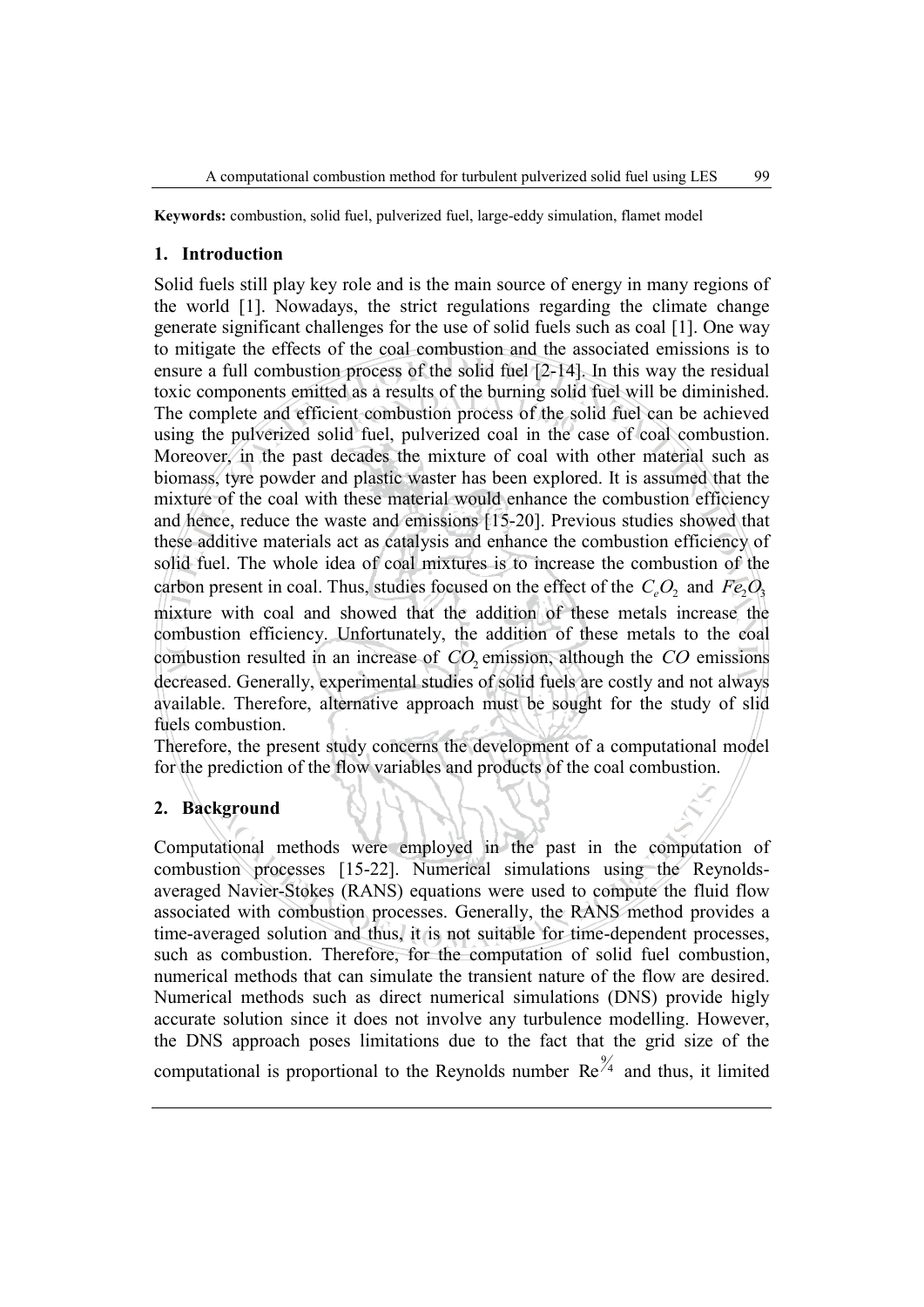**Keywords:** combustion, solid fuel, pulverized fuel, large-eddy simulation, flamet model

## 1. Introduction

Solid fuels still play key role and is the main source of energy in many regions of the world [1]. Nowadays, the strict regulations regarding the climate change generate significant challenges for the use of solid fuels such as coal [1]. One way to mitigate the effects of the coal combustion and the associated emissions is to ensure a full combustion process of the solid fuel [2-14]. In this way the residual toxic components emitted as a results of the burning solid fuel will be diminished. The complete and efficient combustion process of the solid fuel can be achieved using the pulverized solid fuel, pulverized coal in the case of coal combustion. Moreover, in the past decades the mixture of coal with other material such as biomass, tyre powder and plastic waster has been explored. It is assumed that the mixture of the coal with these material would enhance the combustion efficiency and hence, reduce the waste and emissions [15-20]. Previous studies showed that these additive materials act as catalysis and enhance the combustion efficiency of solid fuel. The whole idea of coal mixtures is to increase the combustion of the carbon present in coal. Thus, studies focused on the effect of the $C_eO_2$ and $Fe_2O_3$ mixture with coal and showed that the addition of these metals increase the combustion efficiency. Unfortunately, the addition of these metals to the coal combustion resulted in an increase of $CO_2$ emission, although the $CO$ emissions decreased. Generally, experimental studies of solid fuels are costly and not always available. Therefore, alternative approach must be sought for the study of slid fuels combustion.

Therefore, the present study concerns the development of a computational model for the prediction of the flow variables and products of the coal combustion.

## 2. Background

Computational methods were employed in the past in the computation of combustion processes [15-22]. Numerical simulations using the Reynolds-averaged Navier-Stokes (RANS) equations were used to compute the fluid flow associated with combustion processes. Generally, the RANS method provides a time-averaged solution and thus, it is not suitable for time-dependent processes, such as combustion. Therefore, for the computation of solid fuel combustion, numerical methods that can simulate the transient nature of the flow are desired. Numerical methods such as direct numerical simulations (DNS) provide higly accurate solution since it does not involve any turbulence modelling. However, the DNS approach poses limitations due to the fact that the grid size of the computational is proportional to the Reynolds number $\mathrm{Re}^{9/4}$ and thus, it limited